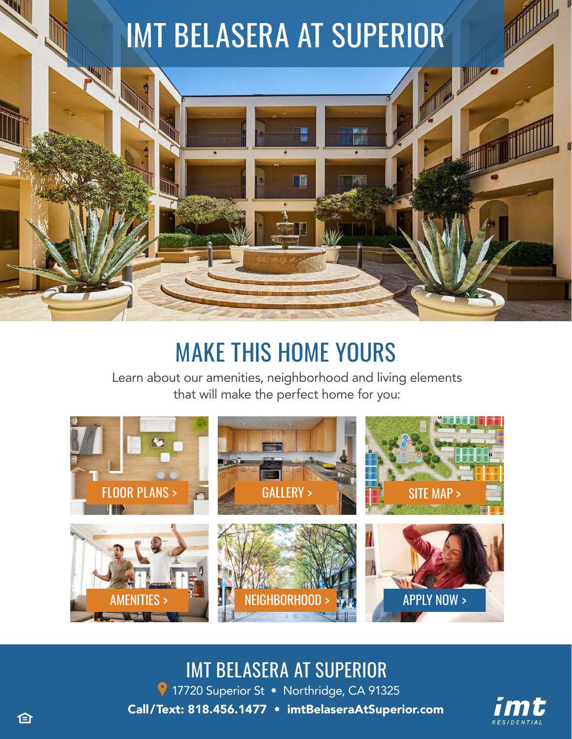# IMT BELASERA AT SUPERIOR

## MAKE THIS HOME YOURS

Learn about our amenities, neighborhood and living elements that will make the perfect home for you:

- FLOOR PLANS >
- GALLERY >
- SITE MAP >
- AMENITIES >
- NEIGHBORHOOD >
- APPLY NOW >

## IMT BELASERA AT SUPERIOR

17720 Superior St • Northridge, CA 91325

**Call/Text: 818.456.1477 • imtBelaseraAtSuperior.com**

imt RESIDENTIAL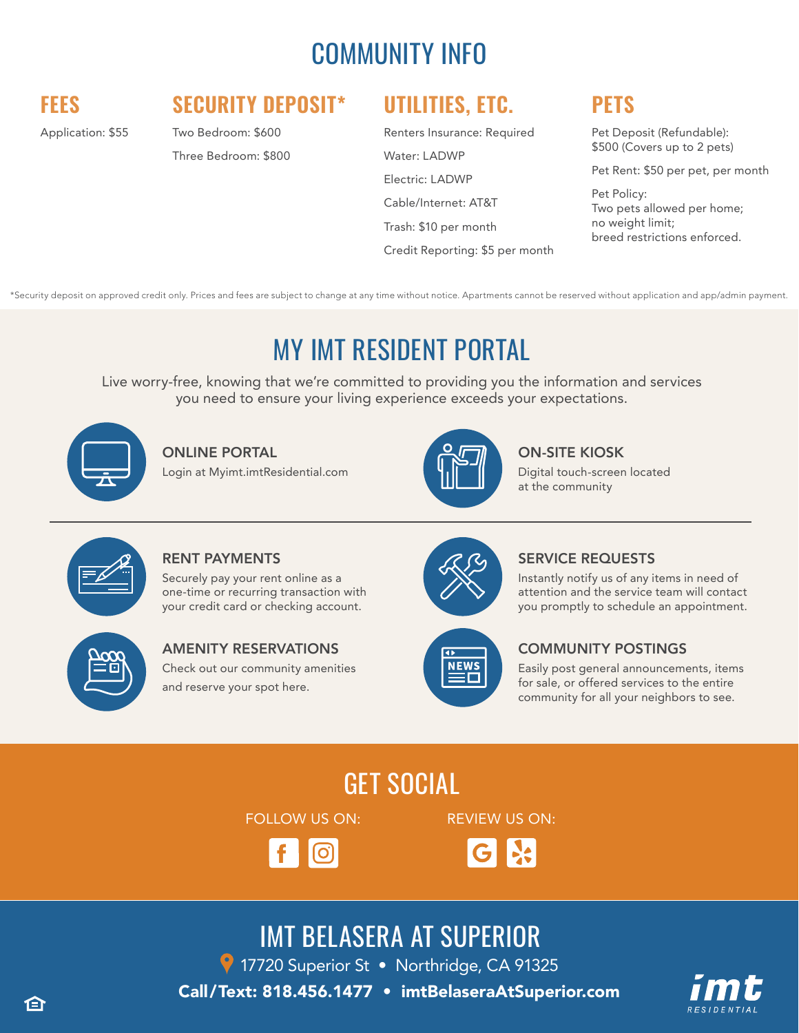# COMMUNITY INFO

## FEES

Application: $55

## SECURITY DEPOSIT*

Two Bedroom: $600

Three Bedroom: $800

## UTILITIES, ETC.

Renters Insurance: Required

Water: LADWP

Electric: LADWP

Cable/Internet: AT&T

Trash: $10 per month

Credit Reporting: $5 per month

## PETS

Pet Deposit (Refundable): $500 (Covers up to 2 pets)

Pet Rent: $50 per pet, per month

Pet Policy:
Two pets allowed per home;
no weight limit;
breed restrictions enforced.

*Security deposit on approved credit only. Prices and fees are subject to change at any time without notice. Apartments cannot be reserved without application and app/admin payment.

# MY IMT RESIDENT PORTAL

Live worry-free, knowing that we're committed to providing you the information and services you need to ensure your living experience exceeds your expectations.

### ONLINE PORTAL

Login at Myimt.imtResidential.com

### ON-SITE KIOSK

Digital touch-screen located at the community

### RENT PAYMENTS

Securely pay your rent online as a one-time or recurring transaction with your credit card or checking account.

### SERVICE REQUESTS

Instantly notify us of any items in need of attention and the service team will contact you promptly to schedule an appointment.

### AMENITY RESERVATIONS

Check out our community amenities and reserve your spot here.

### COMMUNITY POSTINGS

Easily post general announcements, items for sale, or offered services to the entire community for all your neighbors to see.

# GET SOCIAL

FOLLOW US ON:

REVIEW US ON:

# IMT BELASERA AT SUPERIOR

17720 Superior St • Northridge, CA 91325

**Call/Text: 818.456.1477 • imtBelaseraAtSuperior.com**

imt RESIDENTIAL